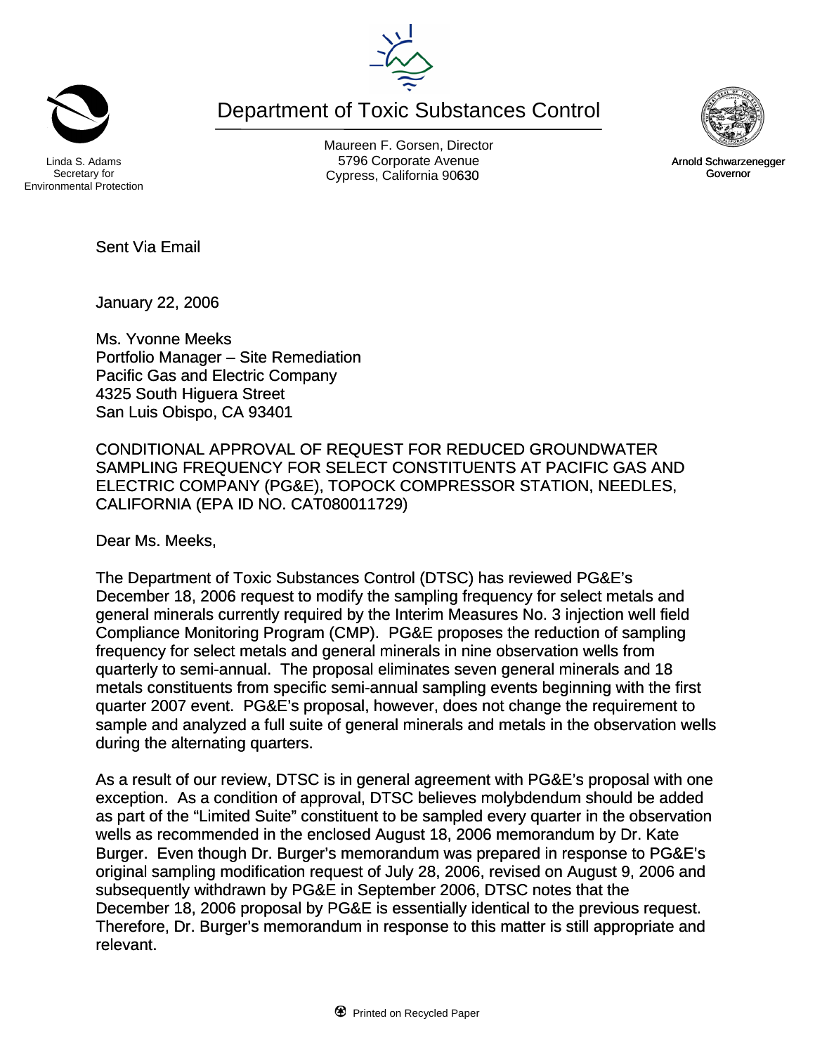Linda S. Adams
Secretary for
Environmental Protection

# Department of Toxic Substances Control

Maureen F. Gorsen, Director
5796 Corporate Avenue
Cypress, California 90630

Arnold Schwarzenegger
Governor

Sent Via Email

January 22, 2006

Ms. Yvonne Meeks
Portfolio Manager – Site Remediation
Pacific Gas and Electric Company
4325 South Higuera Street
San Luis Obispo, CA 93401

CONDITIONAL APPROVAL OF REQUEST FOR REDUCED GROUNDWATER SAMPLING FREQUENCY FOR SELECT CONSTITUENTS AT PACIFIC GAS AND ELECTRIC COMPANY (PG&E), TOPOCK COMPRESSOR STATION, NEEDLES, CALIFORNIA (EPA ID NO. CAT080011729)

Dear Ms. Meeks,

The Department of Toxic Substances Control (DTSC) has reviewed PG&E's December 18, 2006 request to modify the sampling frequency for select metals and general minerals currently required by the Interim Measures No. 3 injection well field Compliance Monitoring Program (CMP). PG&E proposes the reduction of sampling frequency for select metals and general minerals in nine observation wells from quarterly to semi-annual. The proposal eliminates seven general minerals and 18 metals constituents from specific semi-annual sampling events beginning with the first quarter 2007 event. PG&E's proposal, however, does not change the requirement to sample and analyzed a full suite of general minerals and metals in the observation wells during the alternating quarters.

As a result of our review, DTSC is in general agreement with PG&E's proposal with one exception. As a condition of approval, DTSC believes molybdenum should be added as part of the "Limited Suite" constituent to be sampled every quarter in the observation wells as recommended in the enclosed August 18, 2006 memorandum by Dr. Kate Burger. Even though Dr. Burger's memorandum was prepared in response to PG&E's original sampling modification request of July 28, 2006, revised on August 9, 2006 and subsequently withdrawn by PG&E in September 2006, DTSC notes that the December 18, 2006 proposal by PG&E is essentially identical to the previous request. Therefore, Dr. Burger's memorandum in response to this matter is still appropriate and relevant.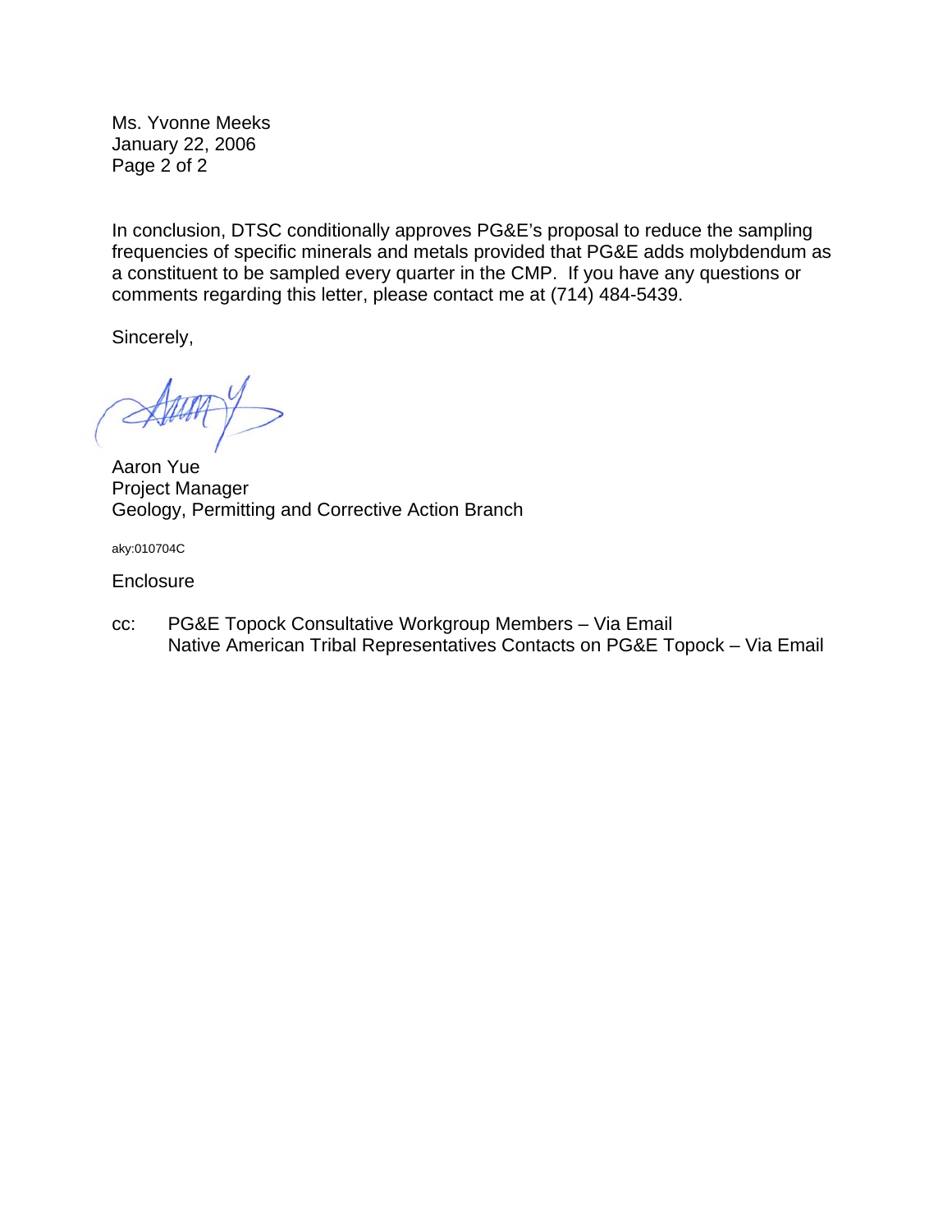Ms. Yvonne Meeks
January 22, 2006

In conclusion, DTSC conditionally approves PG&E's proposal to reduce the sampling frequencies of specific minerals and metals provided that PG&E adds molybdendum as a constituent to be sampled every quarter in the CMP. If you have any questions or comments regarding this letter, please contact me at (714) 484-5439.

Sincerely,

Aaron Yue
Project Manager
Geology, Permitting and Corrective Action Branch

aky:010704C

Enclosure

cc: PG&E Topock Consultative Workgroup Members – Via Email
Native American Tribal Representatives Contacts on PG&E Topock – Via Email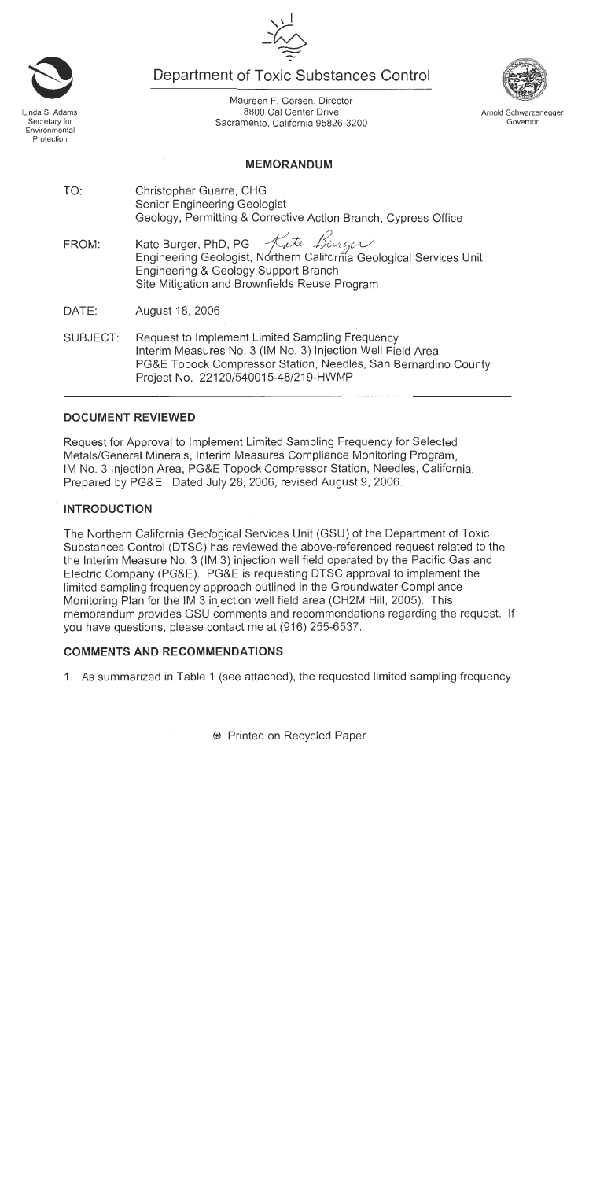Linda S. Adams
Secretary for
Environmental
Protection

# Department of Toxic Substances Control

Maureen F. Gorsen, Director
8800 Cal Center Drive
Sacramento, California 95826-3200

Arnold Schwarzenegger
Governor

## MEMORANDUM

TO: Christopher Guerre, CHG
Senior Engineering Geologist
Geology, Permitting & Corrective Action Branch, Cypress Office

FROM: Kate Burger, PhD, PG *Kate Burger*
Engineering Geologist, Northern California Geological Services Unit
Engineering & Geology Support Branch
Site Mitigation and Brownfields Reuse Program

DATE: August 18, 2006

SUBJECT: Request to Implement Limited Sampling Frequency
Interim Measures No. 3 (IM No. 3) Injection Well Field Area
PG&E Topock Compressor Station, Needles, San Bernardino County
Project No. 22120/540015-48/219-HWMP

### DOCUMENT REVIEWED

Request for Approval to Implement Limited Sampling Frequency for Selected Metals/General Minerals, Interim Measures Compliance Monitoring Program, IM No. 3 Injection Area, PG&E Topock Compressor Station, Needles, California. Prepared by PG&E. Dated July 28, 2006, revised August 9, 2006.

### INTRODUCTION

The Northern California Geological Services Unit (GSU) of the Department of Toxic Substances Control (DTSC) has reviewed the above-referenced request related to the the Interim Measure No. 3 (IM 3) injection well field operated by the Pacific Gas and Electric Company (PG&E). PG&E is requesting DTSC approval to implement the limited sampling frequency approach outlined in the Groundwater Compliance Monitoring Plan for the IM 3 injection well field area (CH2M Hill, 2005). This memorandum provides GSU comments and recommendations regarding the request. If you have questions, please contact me at (916) 255-6537.

### COMMENTS AND RECOMMENDATIONS

1. As summarized in Table 1 (see attached), the requested limited sampling frequency

Printed on Recycled Paper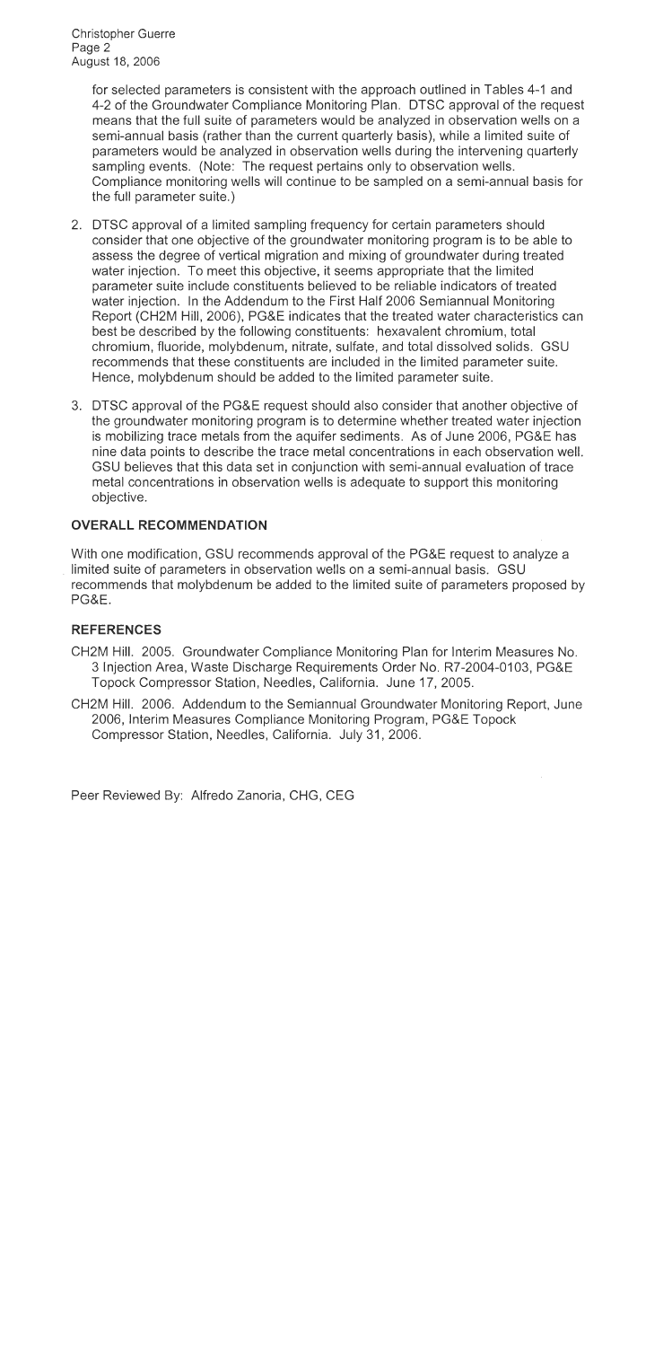for selected parameters is consistent with the approach outlined in Tables 4-1 and 4-2 of the Groundwater Compliance Monitoring Plan. DTSC approval of the request means that the full suite of parameters would be analyzed in observation wells on a semi-annual basis (rather than the current quarterly basis), while a limited suite of parameters would be analyzed in observation wells during the intervening quarterly sampling events. (Note: The request pertains only to observation wells. Compliance monitoring wells will continue to be sampled on a semi-annual basis for the full parameter suite.)

2. DTSC approval of a limited sampling frequency for certain parameters should consider that one objective of the groundwater monitoring program is to be able to assess the degree of vertical migration and mixing of groundwater during treated water injection. To meet this objective, it seems appropriate that the limited parameter suite include constituents believed to be reliable indicators of treated water injection. In the Addendum to the First Half 2006 Semiannual Monitoring Report (CH2M Hill, 2006), PG&E indicates that the treated water characteristics can best be described by the following constituents: hexavalent chromium, total chromium, fluoride, molybdenum, nitrate, sulfate, and total dissolved solids. GSU recommends that these constituents are included in the limited parameter suite. Hence, molybdenum should be added to the limited parameter suite.

3. DTSC approval of the PG&E request should also consider that another objective of the groundwater monitoring program is to determine whether treated water injection is mobilizing trace metals from the aquifer sediments. As of June 2006, PG&E has nine data points to describe the trace metal concentrations in each observation well. GSU believes that this data set in conjunction with semi-annual evaluation of trace metal concentrations in observation wells is adequate to support this monitoring objective.

## OVERALL RECOMMENDATION

With one modification, GSU recommends approval of the PG&E request to analyze a limited suite of parameters in observation wells on a semi-annual basis. GSU recommends that molybdenum be added to the limited suite of parameters proposed by PG&E.

## REFERENCES

CH2M Hill. 2005. Groundwater Compliance Monitoring Plan for Interim Measures No. 3 Injection Area, Waste Discharge Requirements Order No. R7-2004-0103, PG&E Topock Compressor Station, Needles, California. June 17, 2005.

CH2M Hill. 2006. Addendum to the Semiannual Groundwater Monitoring Report, June 2006, Interim Measures Compliance Monitoring Program, PG&E Topock Compressor Station, Needles, California. July 31, 2006.

Peer Reviewed By: Alfredo Zanoria, CHG, CEG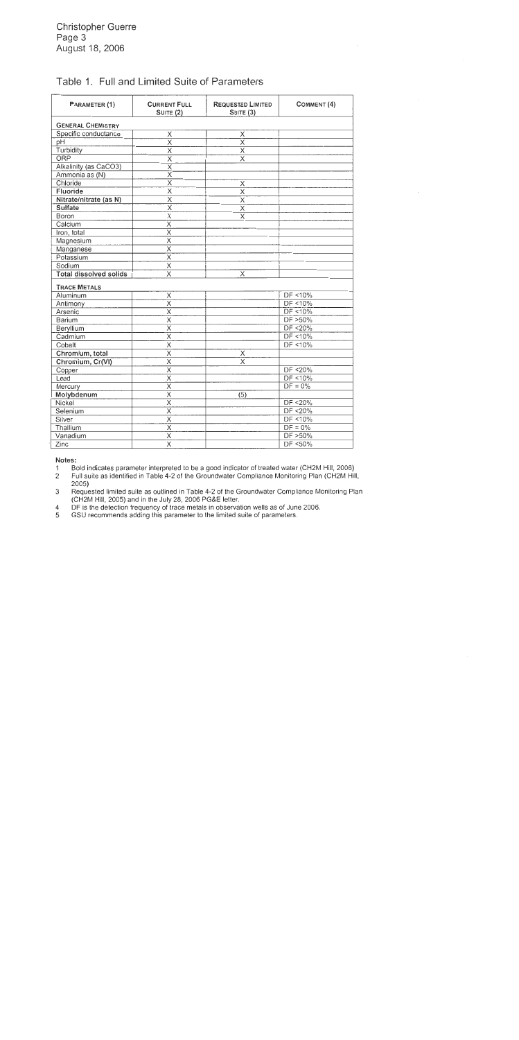Christopher Guerre
Page 3
August 18, 2006

## Table 1. Full and Limited Suite of Parameters

| PARAMETER (1) | CURRENT FULL SUITE (2) | REQUESTED LIMITED SUITE (3) | COMMENT (4) |
|---|---|---|---|
| **GENERAL CHEMISTRY** | | | |
| Specific conductance | X | X | |
| pH | X | X | |
| Turbidity | X | X | |
| ORP | X | X | |
| Alkalinity (as CaCO3) | X | | |
| Ammonia as (N) | X | | |
| Chloride | X | X | |
| **Fluoride** | X | X | |
| **Nitrate/nitrate (as N)** | X | X | |
| **Sulfate** | X | X | |
| Boron | X | X | |
| Calcium | X | | |
| Iron, total | X | | |
| Magnesium | X | | |
| Manganese | X | | |
| Potassium | X | | |
| Sodium | X | | |
| **Total dissolved solids** | X | X | |
| **TRACE METALS** | | | |
| Aluminum | X | | DF <10% |
| Antimony | X | | DF <10% |
| Arsenic | X | | DF <10% |
| Barium | X | | DF >50% |
| Beryllium | X | | DF <20% |
| Cadmium | X | | DF <10% |
| Cobalt | X | | DF <10% |
| **Chromium, total** | X | X | |
| **Chromium, Cr(VI)** | X | X | |
| Copper | X | | DF <20% |
| Lead | X | | DF <10% |
| Mercury | X | | DF = 0% |
| **Molybdenum** | X | (5) | |
| Nickel | X | | DF <20% |
| Selenium | X | | DF <20% |
| Silver | X | | DF <10% |
| Thallium | X | | DF = 0% |
| Vanadium | X | | DF >50% |
| Zinc | X | | DF <50% |

**Notes:**

1. Bold indicates parameter interpreted to be a good indicator of treated water (CH2M Hill, 2006)
2. Full suite as identified in Table 4-2 of the Groundwater Compliance Monitoring Plan (CH2M Hill, 2005)
3. Requested limited suite as outlined in Table 4-2 of the Groundwater Compliance Monitoring Plan (CH2M Hill, 2005) and in the July 28, 2006 PG&E letter.
4. DF is the detection frequency of trace metals in observation wells as of June 2006.
5. GSU recommends adding this parameter to the limited suite of parameters.